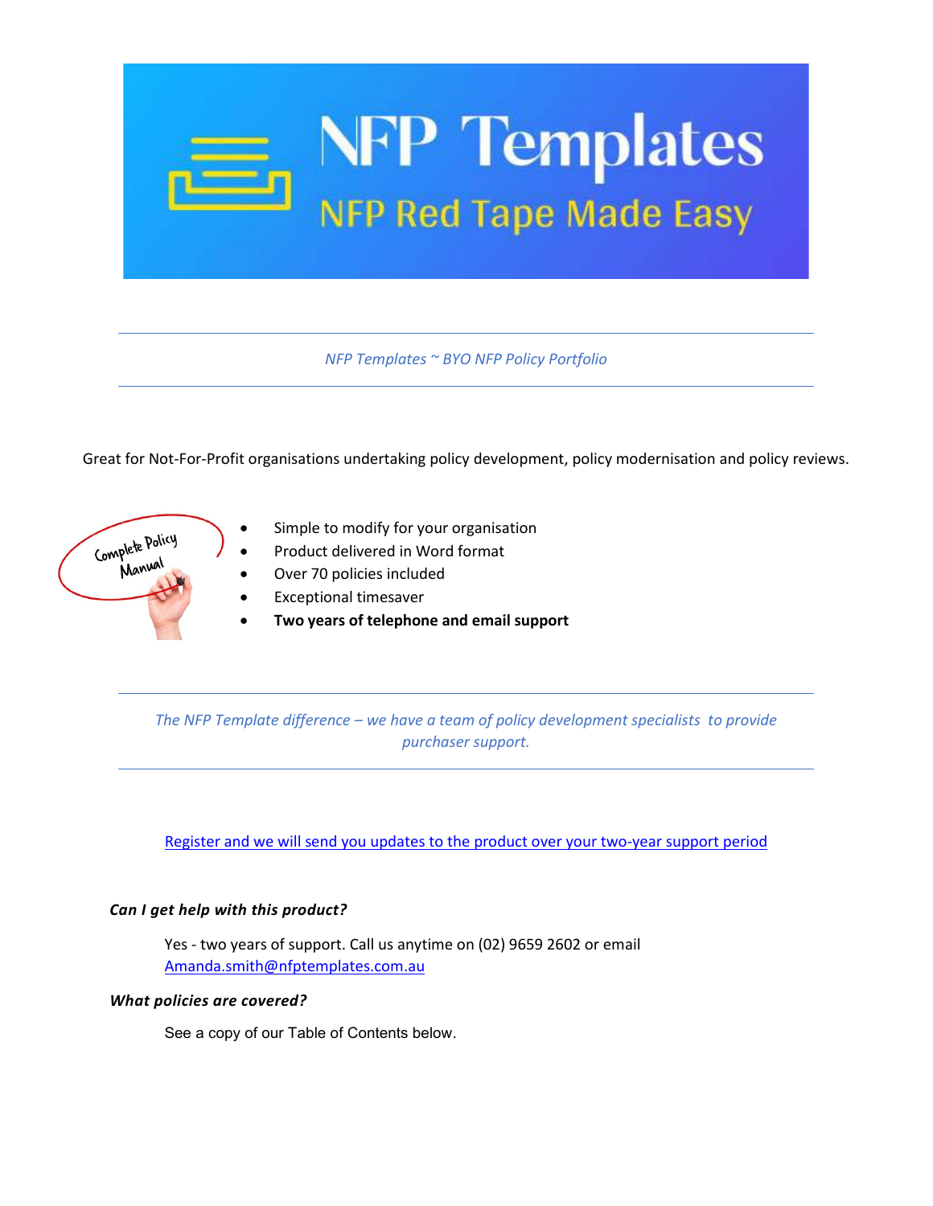# NFP Templates

## NFP Red Tape Made Easy

---

*NFP Templates ~ BYO NFP Policy Portfolio*

---

Great for Not-For-Profit organisations undertaking policy development, policy modernisation and policy reviews.

Complete Policy Manual

- Simple to modify for your organisation
- Product delivered in Word format
- Over 70 policies included
- Exceptional timesaver
- **Two years of telephone and email support**

---

*The NFP Template difference – we have a team of policy development specialists to provide purchaser support.*

---

Register and we will send you updates to the product over your two-year support period

***Can I get help with this product?***

Yes - two years of support. Call us anytime on (02) 9659 2602 or email Amanda.smith@nfptemplates.com.au

***What policies are covered?***

See a copy of our Table of Contents below.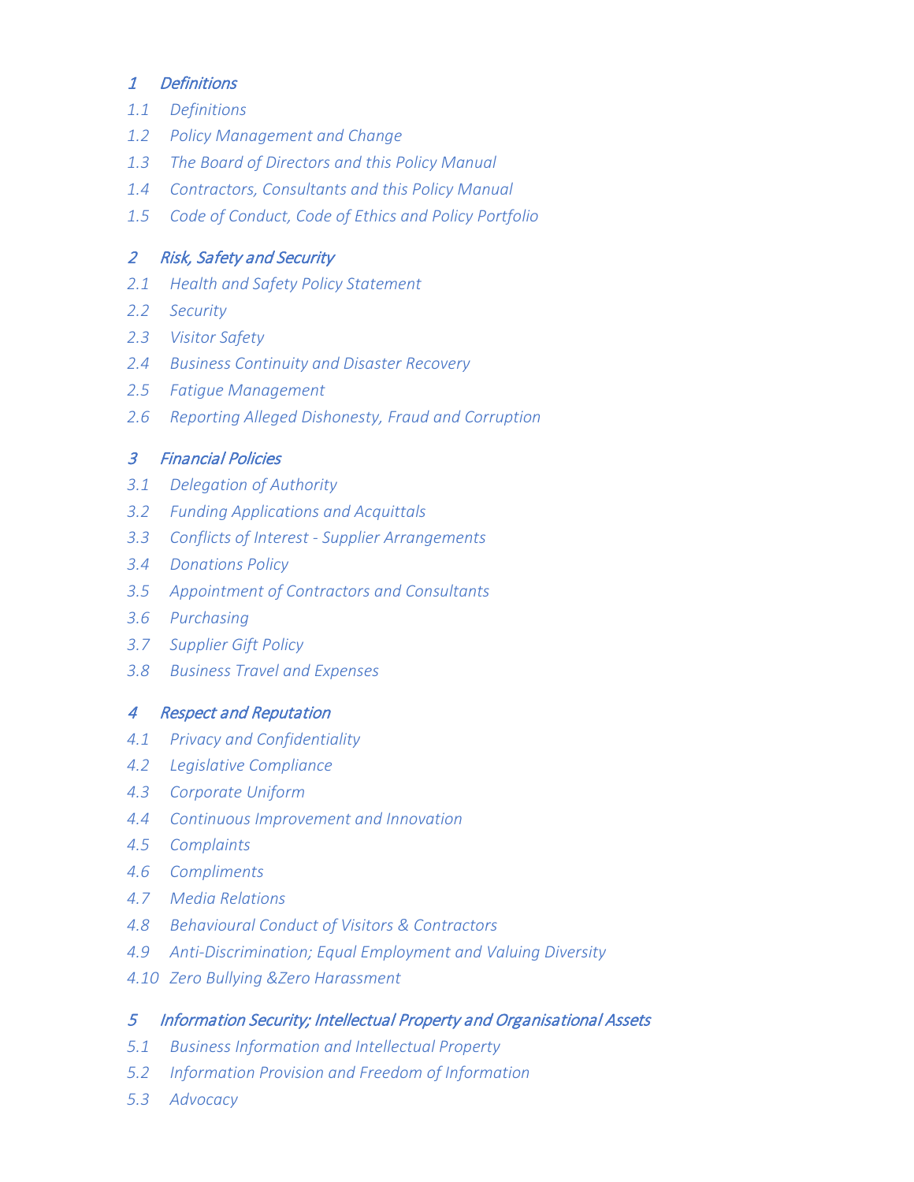*1 Definitions*

*1.1 Definitions*

*1.2 Policy Management and Change*

*1.3 The Board of Directors and this Policy Manual*

*1.4 Contractors, Consultants and this Policy Manual*

*1.5 Code of Conduct, Code of Ethics and Policy Portfolio*

*2 Risk, Safety and Security*

*2.1 Health and Safety Policy Statement*

*2.2 Security*

*2.3 Visitor Safety*

*2.4 Business Continuity and Disaster Recovery*

*2.5 Fatigue Management*

*2.6 Reporting Alleged Dishonesty, Fraud and Corruption*

*3 Financial Policies*

*3.1 Delegation of Authority*

*3.2 Funding Applications and Acquittals*

*3.3 Conflicts of Interest - Supplier Arrangements*

*3.4 Donations Policy*

*3.5 Appointment of Contractors and Consultants*

*3.6 Purchasing*

*3.7 Supplier Gift Policy*

*3.8 Business Travel and Expenses*

*4 Respect and Reputation*

*4.1 Privacy and Confidentiality*

*4.2 Legislative Compliance*

*4.3 Corporate Uniform*

*4.4 Continuous Improvement and Innovation*

*4.5 Complaints*

*4.6 Compliments*

*4.7 Media Relations*

*4.8 Behavioural Conduct of Visitors & Contractors*

*4.9 Anti-Discrimination; Equal Employment and Valuing Diversity*

*4.10 Zero Bullying &Zero Harassment*

*5 Information Security; Intellectual Property and Organisational Assets*

*5.1 Business Information and Intellectual Property*

*5.2 Information Provision and Freedom of Information*

*5.3 Advocacy*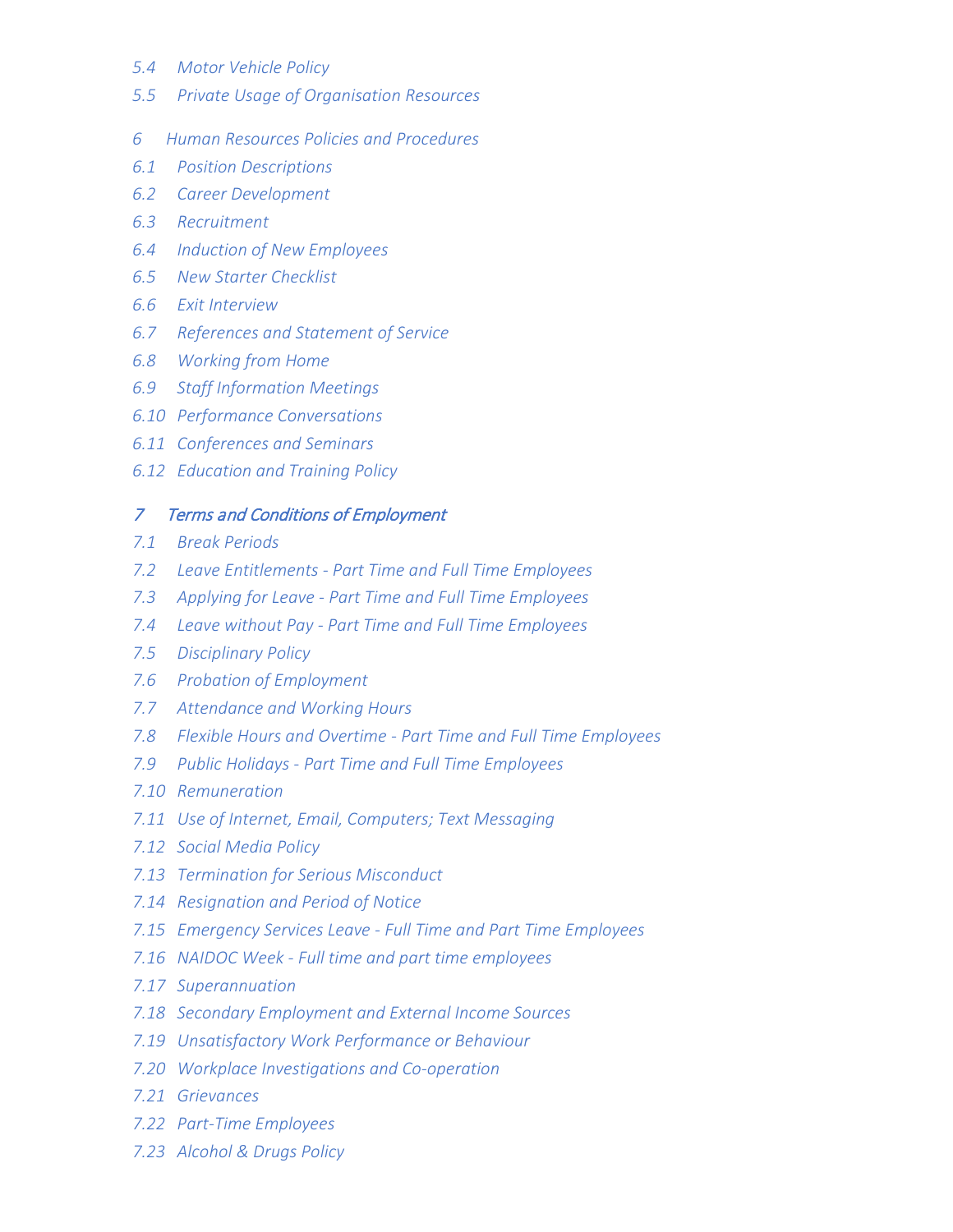*5.4 Motor Vehicle Policy*

*5.5 Private Usage of Organisation Resources*

*6 Human Resources Policies and Procedures*

*6.1 Position Descriptions*

*6.2 Career Development*

*6.3 Recruitment*

*6.4 Induction of New Employees*

*6.5 New Starter Checklist*

*6.6 Exit Interview*

*6.7 References and Statement of Service*

*6.8 Working from Home*

*6.9 Staff Information Meetings*

*6.10 Performance Conversations*

*6.11 Conferences and Seminars*

*6.12 Education and Training Policy*

*7 Terms and Conditions of Employment*

*7.1 Break Periods*

*7.2 Leave Entitlements - Part Time and Full Time Employees*

*7.3 Applying for Leave - Part Time and Full Time Employees*

*7.4 Leave without Pay - Part Time and Full Time Employees*

*7.5 Disciplinary Policy*

*7.6 Probation of Employment*

*7.7 Attendance and Working Hours*

*7.8 Flexible Hours and Overtime - Part Time and Full Time Employees*

*7.9 Public Holidays - Part Time and Full Time Employees*

*7.10 Remuneration*

*7.11 Use of Internet, Email, Computers; Text Messaging*

*7.12 Social Media Policy*

*7.13 Termination for Serious Misconduct*

*7.14 Resignation and Period of Notice*

*7.15 Emergency Services Leave - Full Time and Part Time Employees*

*7.16 NAIDOC Week - Full time and part time employees*

*7.17 Superannuation*

*7.18 Secondary Employment and External Income Sources*

*7.19 Unsatisfactory Work Performance or Behaviour*

*7.20 Workplace Investigations and Co-operation*

*7.21 Grievances*

*7.22 Part-Time Employees*

*7.23 Alcohol & Drugs Policy*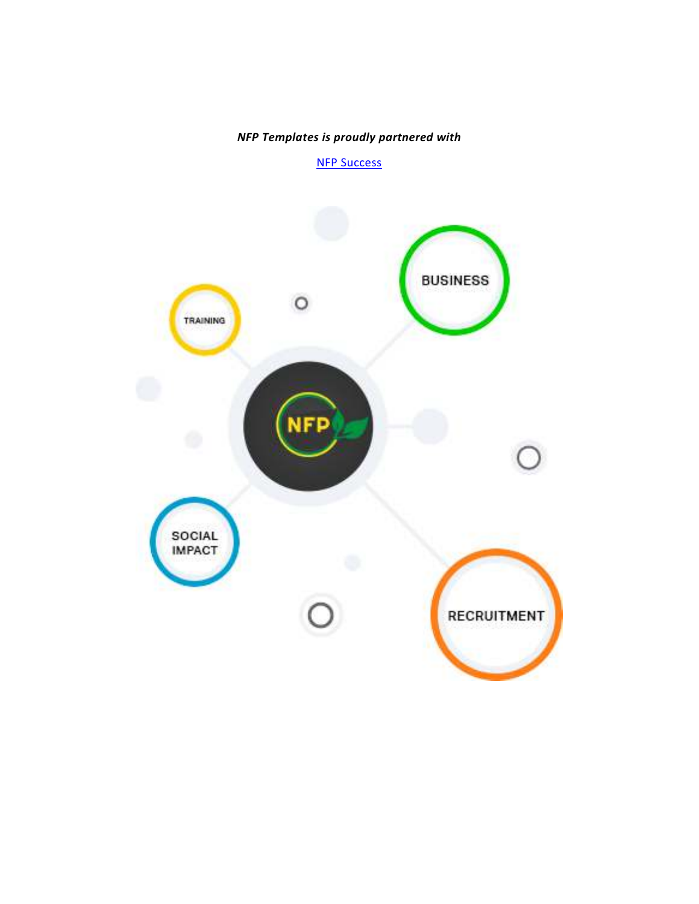***NFP Templates is proudly partnered with***

NFP Success

TRAINING

BUSINESS

NFP

SOCIAL IMPACT

RECRUITMENT